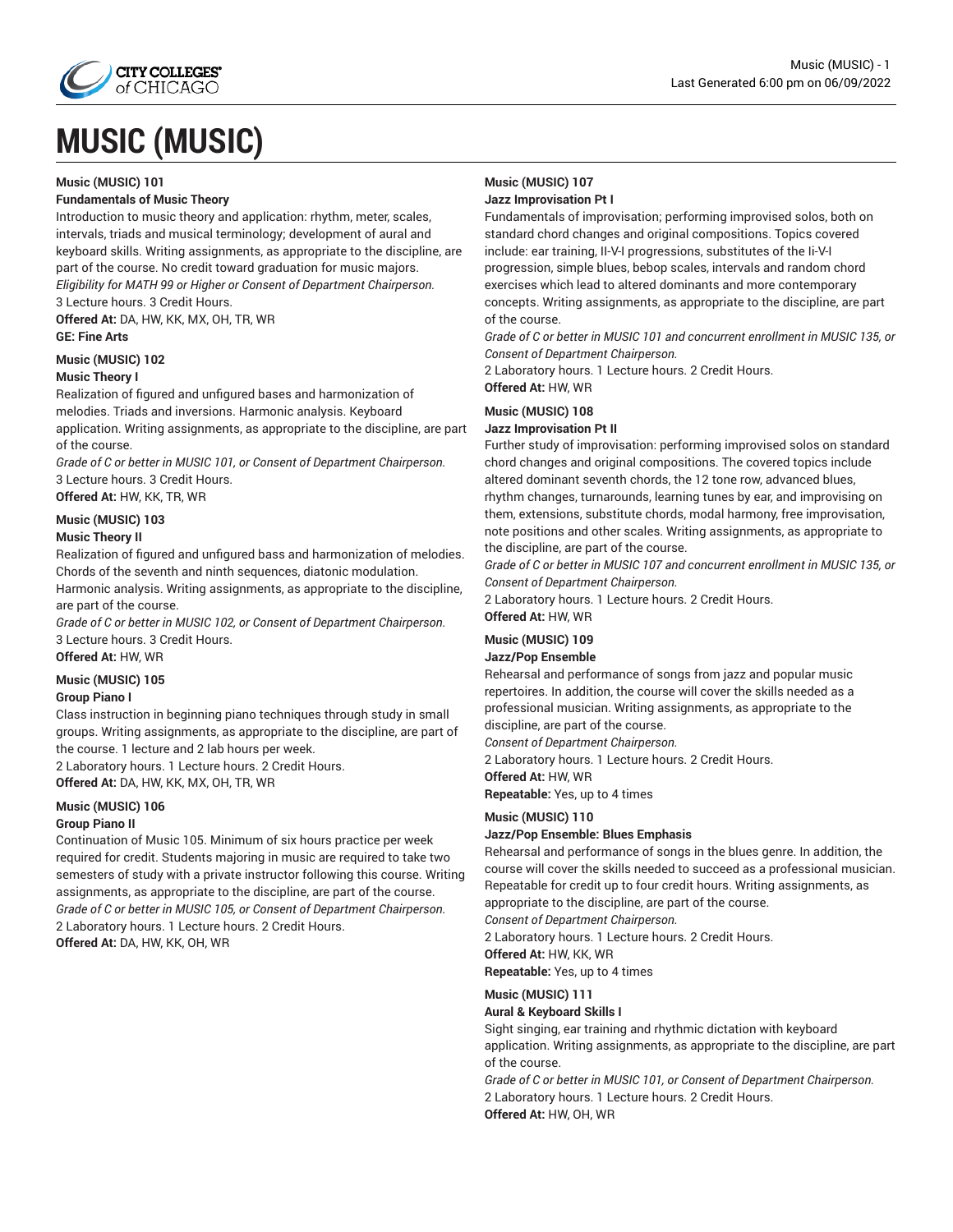# MUSIC (MUSIC)

**Music (MUSIC) 101**

**Fundamentals of Music Theory**

Introduction to music theory and application: rhythm, meter, scales, intervals, triads and musical terminology; development of aural and keyboard skills. Writing assignments, as appropriate to the discipline, are part of the course. No credit toward graduation for music majors.

*Eligibility for MATH 99 or Higher or Consent of Department Chairperson.*

3 Lecture hours. 3 Credit Hours.

**Offered At:** DA, HW, KK, MX, OH, TR, WR

**GE: Fine Arts**

**Music (MUSIC) 102**

**Music Theory I**

Realization of figured and unfigured bases and harmonization of melodies. Triads and inversions. Harmonic analysis. Keyboard application. Writing assignments, as appropriate to the discipline, are part of the course.

*Grade of C or better in MUSIC 101, or Consent of Department Chairperson.*

3 Lecture hours. 3 Credit Hours.

**Offered At:** HW, KK, TR, WR

**Music (MUSIC) 103**

**Music Theory II**

Realization of figured and unfigured bass and harmonization of melodies. Chords of the seventh and ninth sequences, diatonic modulation. Harmonic analysis. Writing assignments, as appropriate to the discipline, are part of the course.

*Grade of C or better in MUSIC 102, or Consent of Department Chairperson.*

3 Lecture hours. 3 Credit Hours.

**Offered At:** HW, WR

**Music (MUSIC) 105**

**Group Piano I**

Class instruction in beginning piano techniques through study in small groups. Writing assignments, as appropriate to the discipline, are part of the course. 1 lecture and 2 lab hours per week.

2 Laboratory hours. 1 Lecture hours. 2 Credit Hours.

**Offered At:** DA, HW, KK, MX, OH, TR, WR

**Music (MUSIC) 106**

**Group Piano II**

Continuation of Music 105. Minimum of six hours practice per week required for credit. Students majoring in music are required to take two semesters of study with a private instructor following this course. Writing assignments, as appropriate to the discipline, are part of the course.

*Grade of C or better in MUSIC 105, or Consent of Department Chairperson.*

2 Laboratory hours. 1 Lecture hours. 2 Credit Hours.

**Offered At:** DA, HW, KK, OH, WR

**Music (MUSIC) 107**

**Jazz Improvisation Pt I**

Fundamentals of improvisation; performing improvised solos, both on standard chord changes and original compositions. Topics covered include: ear training, II-V-I progressions, substitutes of the Ii-V-I progression, simple blues, bebop scales, intervals and random chord exercises which lead to altered dominants and more contemporary concepts. Writing assignments, as appropriate to the discipline, are part of the course.

*Grade of C or better in MUSIC 101 and concurrent enrollment in MUSIC 135, or Consent of Department Chairperson.*

2 Laboratory hours. 1 Lecture hours. 2 Credit Hours.

**Offered At:** HW, WR

**Music (MUSIC) 108**

**Jazz Improvisation Pt II**

Further study of improvisation: performing improvised solos on standard chord changes and original compositions. The covered topics include altered dominant seventh chords, the 12 tone row, advanced blues, rhythm changes, turnarounds, learning tunes by ear, and improvising on them, extensions, substitute chords, modal harmony, free improvisation, note positions and other scales. Writing assignments, as appropriate to the discipline, are part of the course.

*Grade of C or better in MUSIC 107 and concurrent enrollment in MUSIC 135, or Consent of Department Chairperson.*

2 Laboratory hours. 1 Lecture hours. 2 Credit Hours.

**Offered At:** HW, WR

**Music (MUSIC) 109**

**Jazz/Pop Ensemble**

Rehearsal and performance of songs from jazz and popular music repertoires. In addition, the course will cover the skills needed as a professional musician. Writing assignments, as appropriate to the discipline, are part of the course.

*Consent of Department Chairperson.*

2 Laboratory hours. 1 Lecture hours. 2 Credit Hours.

**Offered At:** HW, WR

**Repeatable:** Yes, up to 4 times

**Music (MUSIC) 110**

**Jazz/Pop Ensemble: Blues Emphasis**

Rehearsal and performance of songs in the blues genre. In addition, the course will cover the skills needed to succeed as a professional musician. Repeatable for credit up to four credit hours. Writing assignments, as appropriate to the discipline, are part of the course.

*Consent of Department Chairperson.*

2 Laboratory hours. 1 Lecture hours. 2 Credit Hours.

**Offered At:** HW, KK, WR

**Repeatable:** Yes, up to 4 times

**Music (MUSIC) 111**

**Aural & Keyboard Skills I**

Sight singing, ear training and rhythmic dictation with keyboard application. Writing assignments, as appropriate to the discipline, are part of the course.

*Grade of C or better in MUSIC 101, or Consent of Department Chairperson.*

2 Laboratory hours. 1 Lecture hours. 2 Credit Hours.

**Offered At:** HW, OH, WR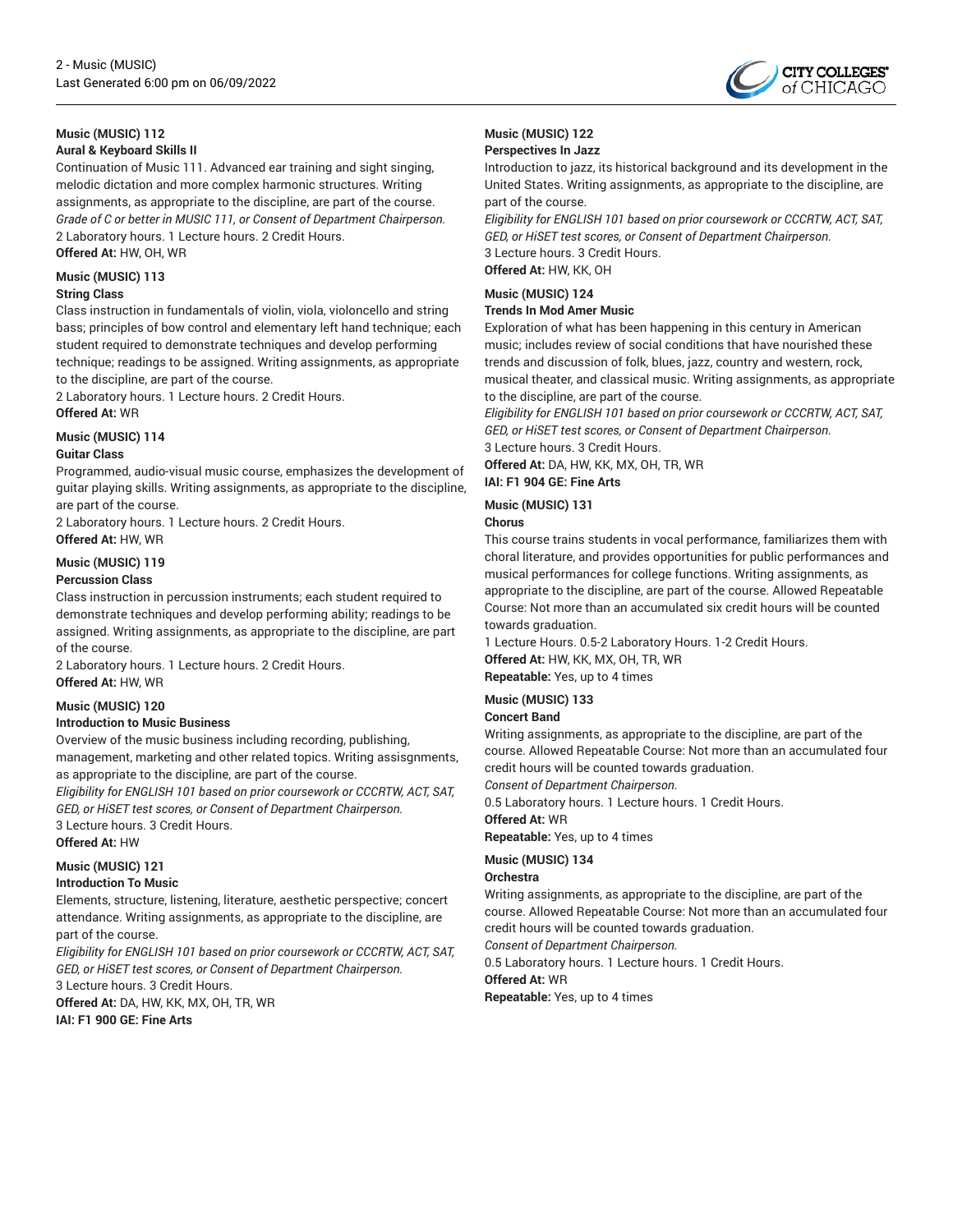### Music (MUSIC) 112

**Aural & Keyboard Skills II**

Continuation of Music 111. Advanced ear training and sight singing, melodic dictation and more complex harmonic structures. Writing assignments, as appropriate to the discipline, are part of the course.

*Grade of C or better in MUSIC 111, or Consent of Department Chairperson.*

2 Laboratory hours. 1 Lecture hours. 2 Credit Hours.

**Offered At:** HW, OH, WR

### Music (MUSIC) 113

**String Class**

Class instruction in fundamentals of violin, viola, violoncello and string bass; principles of bow control and elementary left hand technique; each student required to demonstrate techniques and develop performing technique; readings to be assigned. Writing assignments, as appropriate to the discipline, are part of the course.

2 Laboratory hours. 1 Lecture hours. 2 Credit Hours.

**Offered At:** WR

### Music (MUSIC) 114

**Guitar Class**

Programmed, audio-visual music course, emphasizes the development of guitar playing skills. Writing assignments, as appropriate to the discipline, are part of the course.

2 Laboratory hours. 1 Lecture hours. 2 Credit Hours.

**Offered At:** HW, WR

### Music (MUSIC) 119

**Percussion Class**

Class instruction in percussion instruments; each student required to demonstrate techniques and develop performing ability; readings to be assigned. Writing assignments, as appropriate to the discipline, are part of the course.

2 Laboratory hours. 1 Lecture hours. 2 Credit Hours.

**Offered At:** HW, WR

### Music (MUSIC) 120

**Introduction to Music Business**

Overview of the music business including recording, publishing, management, marketing and other related topics. Writing assisgnments, as appropriate to the discipline, are part of the course.

*Eligibility for ENGLISH 101 based on prior coursework or CCCRTW, ACT, SAT, GED, or HiSET test scores, or Consent of Department Chairperson.*

3 Lecture hours. 3 Credit Hours.

**Offered At:** HW

### Music (MUSIC) 121

**Introduction To Music**

Elements, structure, listening, literature, aesthetic perspective; concert attendance. Writing assignments, as appropriate to the discipline, are part of the course.

*Eligibility for ENGLISH 101 based on prior coursework or CCCRTW, ACT, SAT, GED, or HiSET test scores, or Consent of Department Chairperson.*

3 Lecture hours. 3 Credit Hours.

**Offered At:** DA, HW, KK, MX, OH, TR, WR

**IAI: F1 900 GE: Fine Arts**

### Music (MUSIC) 122

**Perspectives In Jazz**

Introduction to jazz, its historical background and its development in the United States. Writing assignments, as appropriate to the discipline, are part of the course.

*Eligibility for ENGLISH 101 based on prior coursework or CCCRTW, ACT, SAT, GED, or HiSET test scores, or Consent of Department Chairperson.*

3 Lecture hours. 3 Credit Hours.

**Offered At:** HW, KK, OH

### Music (MUSIC) 124

**Trends In Mod Amer Music**

Exploration of what has been happening in this century in American music; includes review of social conditions that have nourished these trends and discussion of folk, blues, jazz, country and western, rock, musical theater, and classical music. Writing assignments, as appropriate to the discipline, are part of the course.

*Eligibility for ENGLISH 101 based on prior coursework or CCCRTW, ACT, SAT, GED, or HiSET test scores, or Consent of Department Chairperson.*

3 Lecture hours. 3 Credit Hours.

**Offered At:** DA, HW, KK, MX, OH, TR, WR

**IAI: F1 904 GE: Fine Arts**

### Music (MUSIC) 131

**Chorus**

This course trains students in vocal performance, familiarizes them with choral literature, and provides opportunities for public performances and musical performances for college functions. Writing assignments, as appropriate to the discipline, are part of the course. Allowed Repeatable Course: Not more than an accumulated six credit hours will be counted towards graduation.

1 Lecture Hours. 0.5-2 Laboratory Hours. 1-2 Credit Hours.

**Offered At:** HW, KK, MX, OH, TR, WR

**Repeatable:** Yes, up to 4 times

### Music (MUSIC) 133

**Concert Band**

Writing assignments, as appropriate to the discipline, are part of the course. Allowed Repeatable Course: Not more than an accumulated four credit hours will be counted towards graduation.

*Consent of Department Chairperson.*

0.5 Laboratory hours. 1 Lecture hours. 1 Credit Hours.

**Offered At:** WR

**Repeatable:** Yes, up to 4 times

### Music (MUSIC) 134

**Orchestra**

Writing assignments, as appropriate to the discipline, are part of the course. Allowed Repeatable Course: Not more than an accumulated four credit hours will be counted towards graduation.

*Consent of Department Chairperson.*

0.5 Laboratory hours. 1 Lecture hours. 1 Credit Hours.

**Offered At:** WR

**Repeatable:** Yes, up to 4 times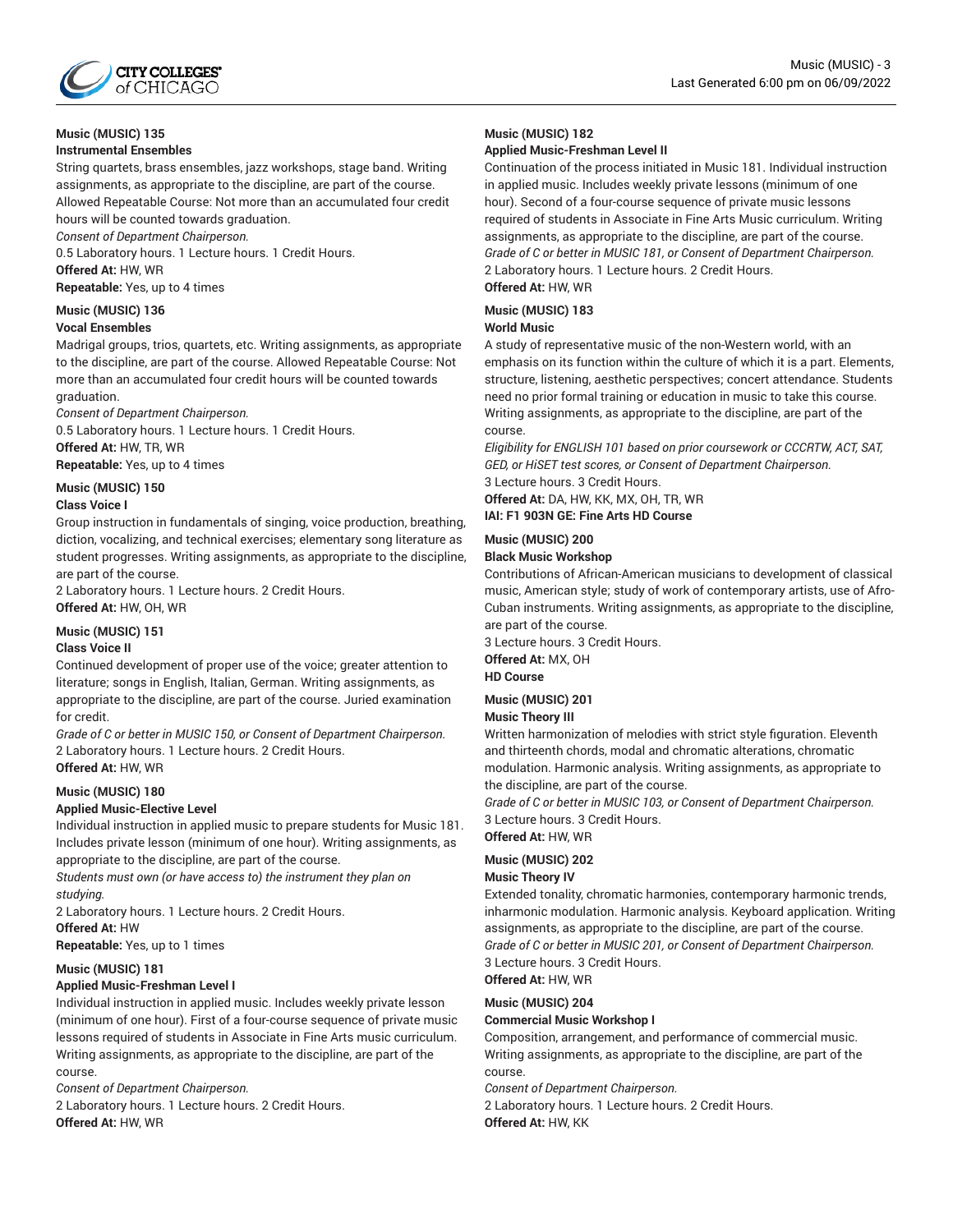### Music (MUSIC) 135
**Instrumental Ensembles**

String quartets, brass ensembles, jazz workshops, stage band. Writing assignments, as appropriate to the discipline, are part of the course. Allowed Repeatable Course: Not more than an accumulated four credit hours will be counted towards graduation.

*Consent of Department Chairperson.*

0.5 Laboratory hours. 1 Lecture hours. 1 Credit Hours.

**Offered At:** HW, WR

**Repeatable:** Yes, up to 4 times

### Music (MUSIC) 136
**Vocal Ensembles**

Madrigal groups, trios, quartets, etc. Writing assignments, as appropriate to the discipline, are part of the course. Allowed Repeatable Course: Not more than an accumulated four credit hours will be counted towards graduation.

*Consent of Department Chairperson.*

0.5 Laboratory hours. 1 Lecture hours. 1 Credit Hours.

**Offered At:** HW, TR, WR

**Repeatable:** Yes, up to 4 times

### Music (MUSIC) 150
**Class Voice I**

Group instruction in fundamentals of singing, voice production, breathing, diction, vocalizing, and technical exercises; elementary song literature as student progresses. Writing assignments, as appropriate to the discipline, are part of the course.

2 Laboratory hours. 1 Lecture hours. 2 Credit Hours.

**Offered At:** HW, OH, WR

### Music (MUSIC) 151
**Class Voice II**

Continued development of proper use of the voice; greater attention to literature; songs in English, Italian, German. Writing assignments, as appropriate to the discipline, are part of the course. Juried examination for credit.

*Grade of C or better in MUSIC 150, or Consent of Department Chairperson.*

2 Laboratory hours. 1 Lecture hours. 2 Credit Hours.

**Offered At:** HW, WR

### Music (MUSIC) 180
**Applied Music-Elective Level**

Individual instruction in applied music to prepare students for Music 181. Includes private lesson (minimum of one hour). Writing assignments, as appropriate to the discipline, are part of the course.

*Students must own (or have access to) the instrument they plan on studying.*

2 Laboratory hours. 1 Lecture hours. 2 Credit Hours.

**Offered At:** HW

**Repeatable:** Yes, up to 1 times

### Music (MUSIC) 181
**Applied Music-Freshman Level I**

Individual instruction in applied music. Includes weekly private lesson (minimum of one hour). First of a four-course sequence of private music lessons required of students in Associate in Fine Arts music curriculum. Writing assignments, as appropriate to the discipline, are part of the course.

*Consent of Department Chairperson.*

2 Laboratory hours. 1 Lecture hours. 2 Credit Hours.

**Offered At:** HW, WR

### Music (MUSIC) 182
**Applied Music-Freshman Level II**

Continuation of the process initiated in Music 181. Individual instruction in applied music. Includes weekly private lessons (minimum of one hour). Second of a four-course sequence of private music lessons required of students in Associate in Fine Arts Music curriculum. Writing assignments, as appropriate to the discipline, are part of the course.

*Grade of C or better in MUSIC 181, or Consent of Department Chairperson.*

2 Laboratory hours. 1 Lecture hours. 2 Credit Hours.

**Offered At:** HW, WR

### Music (MUSIC) 183
**World Music**

A study of representative music of the non-Western world, with an emphasis on its function within the culture of which it is a part. Elements, structure, listening, aesthetic perspectives; concert attendance. Students need no prior formal training or education in music to take this course. Writing assignments, as appropriate to the discipline, are part of the course.

*Eligibility for ENGLISH 101 based on prior coursework or CCCRTW, ACT, SAT, GED, or HiSET test scores, or Consent of Department Chairperson.*

3 Lecture hours. 3 Credit Hours.

**Offered At:** DA, HW, KK, MX, OH, TR, WR

**IAI: F1 903N GE: Fine Arts HD Course**

### Music (MUSIC) 200
**Black Music Workshop**

Contributions of African-American musicians to development of classical music, American style; study of work of contemporary artists, use of Afro-Cuban instruments. Writing assignments, as appropriate to the discipline, are part of the course.

3 Lecture hours. 3 Credit Hours.

**Offered At:** MX, OH

**HD Course**

### Music (MUSIC) 201
**Music Theory III**

Written harmonization of melodies with strict style figuration. Eleventh and thirteenth chords, modal and chromatic alterations, chromatic modulation. Harmonic analysis. Writing assignments, as appropriate to the discipline, are part of the course.

*Grade of C or better in MUSIC 103, or Consent of Department Chairperson.*

3 Lecture hours. 3 Credit Hours.

**Offered At:** HW, WR

### Music (MUSIC) 202
**Music Theory IV**

Extended tonality, chromatic harmonies, contemporary harmonic trends, inharmonic modulation. Harmonic analysis. Keyboard application. Writing assignments, as appropriate to the discipline, are part of the course.

*Grade of C or better in MUSIC 201, or Consent of Department Chairperson.*

3 Lecture hours. 3 Credit Hours.

**Offered At:** HW, WR

### Music (MUSIC) 204
**Commercial Music Workshop I**

Composition, arrangement, and performance of commercial music. Writing assignments, as appropriate to the discipline, are part of the course.

*Consent of Department Chairperson.*

2 Laboratory hours. 1 Lecture hours. 2 Credit Hours.

**Offered At:** HW, KK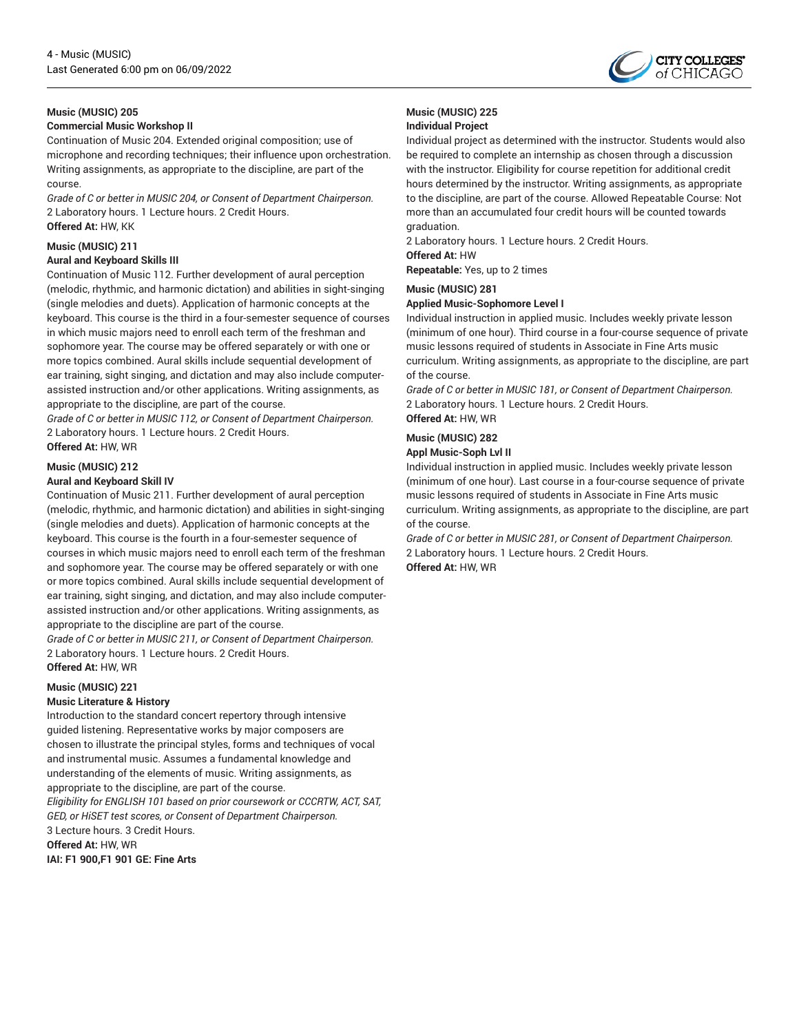### Music (MUSIC) 205

**Commercial Music Workshop II**

Continuation of Music 204. Extended original composition; use of microphone and recording techniques; their influence upon orchestration. Writing assignments, as appropriate to the discipline, are part of the course.

*Grade of C or better in MUSIC 204, or Consent of Department Chairperson.*

2 Laboratory hours. 1 Lecture hours. 2 Credit Hours.

**Offered At:** HW, KK

### Music (MUSIC) 211

**Aural and Keyboard Skills III**

Continuation of Music 112. Further development of aural perception (melodic, rhythmic, and harmonic dictation) and abilities in sight-singing (single melodies and duets). Application of harmonic concepts at the keyboard. This course is the third in a four-semester sequence of courses in which music majors need to enroll each term of the freshman and sophomore year. The course may be offered separately or with one or more topics combined. Aural skills include sequential development of ear training, sight singing, and dictation and may also include computer-assisted instruction and/or other applications. Writing assignments, as appropriate to the discipline, are part of the course.

*Grade of C or better in MUSIC 112, or Consent of Department Chairperson.*

2 Laboratory hours. 1 Lecture hours. 2 Credit Hours.

**Offered At:** HW, WR

### Music (MUSIC) 212

**Aural and Keyboard Skill IV**

Continuation of Music 211. Further development of aural perception (melodic, rhythmic, and harmonic dictation) and abilities in sight-singing (single melodies and duets). Application of harmonic concepts at the keyboard. This course is the fourth in a four-semester sequence of courses in which music majors need to enroll each term of the freshman and sophomore year. The course may be offered separately or with one or more topics combined. Aural skills include sequential development of ear training, sight singing, and dictation, and may also include computer-assisted instruction and/or other applications. Writing assignments, as appropriate to the discipline are part of the course.

*Grade of C or better in MUSIC 211, or Consent of Department Chairperson.*

2 Laboratory hours. 1 Lecture hours. 2 Credit Hours.

**Offered At:** HW, WR

### Music (MUSIC) 221

**Music Literature & History**

Introduction to the standard concert repertory through intensive guided listening. Representative works by major composers are chosen to illustrate the principal styles, forms and techniques of vocal and instrumental music. Assumes a fundamental knowledge and understanding of the elements of music. Writing assignments, as appropriate to the discipline, are part of the course.

*Eligibility for ENGLISH 101 based on prior coursework or CCCRTW, ACT, SAT, GED, or HiSET test scores, or Consent of Department Chairperson.*

3 Lecture hours. 3 Credit Hours.

**Offered At:** HW, WR

**IAI: F1 900,F1 901 GE: Fine Arts**

### Music (MUSIC) 225

**Individual Project**

Individual project as determined with the instructor. Students would also be required to complete an internship as chosen through a discussion with the instructor. Eligibility for course repetition for additional credit hours determined by the instructor. Writing assignments, as appropriate to the discipline, are part of the course. Allowed Repeatable Course: Not more than an accumulated four credit hours will be counted towards graduation.

2 Laboratory hours. 1 Lecture hours. 2 Credit Hours.

**Offered At:** HW

**Repeatable:** Yes, up to 2 times

### Music (MUSIC) 281

**Applied Music-Sophomore Level I**

Individual instruction in applied music. Includes weekly private lesson (minimum of one hour). Third course in a four-course sequence of private music lessons required of students in Associate in Fine Arts music curriculum. Writing assignments, as appropriate to the discipline, are part of the course.

*Grade of C or better in MUSIC 181, or Consent of Department Chairperson.*

2 Laboratory hours. 1 Lecture hours. 2 Credit Hours.

**Offered At:** HW, WR

### Music (MUSIC) 282

**Appl Music-Soph Lvl II**

Individual instruction in applied music. Includes weekly private lesson (minimum of one hour). Last course in a four-course sequence of private music lessons required of students in Associate in Fine Arts music curriculum. Writing assignments, as appropriate to the discipline, are part of the course.

*Grade of C or better in MUSIC 281, or Consent of Department Chairperson.*

2 Laboratory hours. 1 Lecture hours. 2 Credit Hours.

**Offered At:** HW, WR